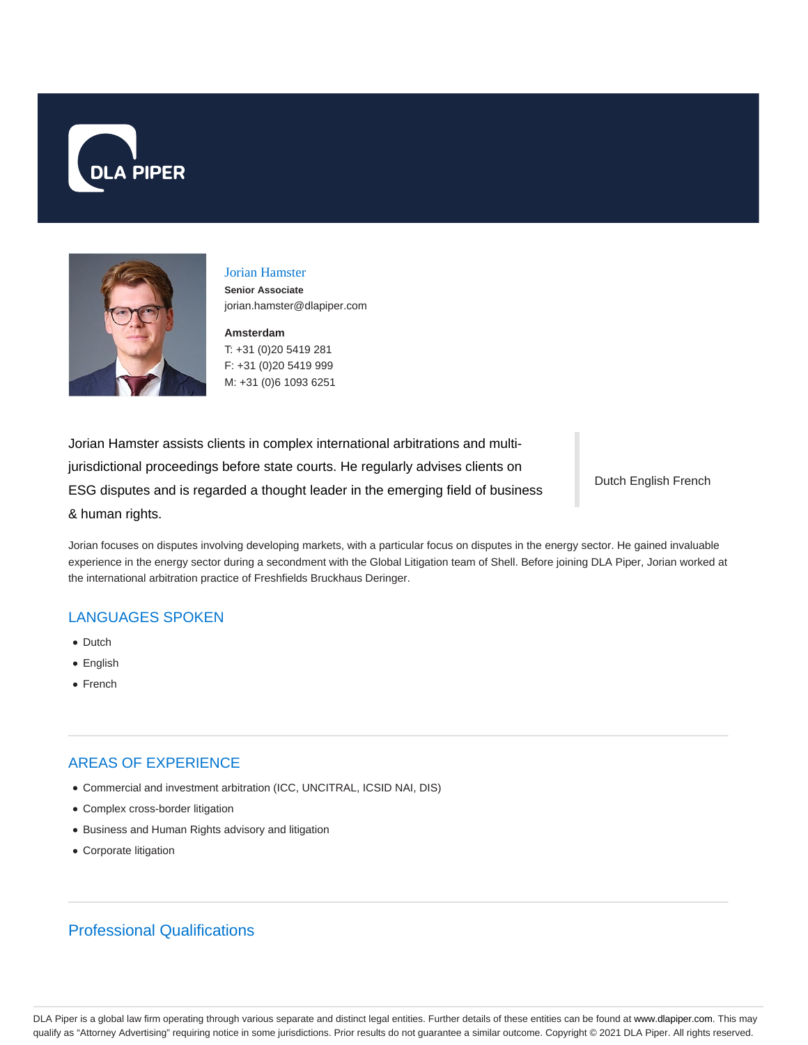DLA PIPER

# Jorian Hamster

**Senior Associate**

jorian.hamster@dlapiper.com

**Amsterdam**

T: +31 (0)20 5419 281

F: +31 (0)20 5419 999

M: +31 (0)6 1093 6251

Jorian Hamster assists clients in complex international arbitrations and multi-jurisdictional proceedings before state courts. He regularly advises clients on ESG disputes and is regarded a thought leader in the emerging field of business & human rights.

Dutch English French

Jorian focuses on disputes involving developing markets, with a particular focus on disputes in the energy sector. He gained invaluable experience in the energy sector during a secondment with the Global Litigation team of Shell. Before joining DLA Piper, Jorian worked at the international arbitration practice of Freshfields Bruckhaus Deringer.

## LANGUAGES SPOKEN

- Dutch
- English
- French

## AREAS OF EXPERIENCE

- Commercial and investment arbitration (ICC, UNCITRAL, ICSID NAI, DIS)
- Complex cross-border litigation
- Business and Human Rights advisory and litigation
- Corporate litigation

## Professional Qualifications

DLA Piper is a global law firm operating through various separate and distinct legal entities. Further details of these entities can be found at www.dlapiper.com. This may qualify as "Attorney Advertising" requiring notice in some jurisdictions. Prior results do not guarantee a similar outcome. Copyright © 2021 DLA Piper. All rights reserved.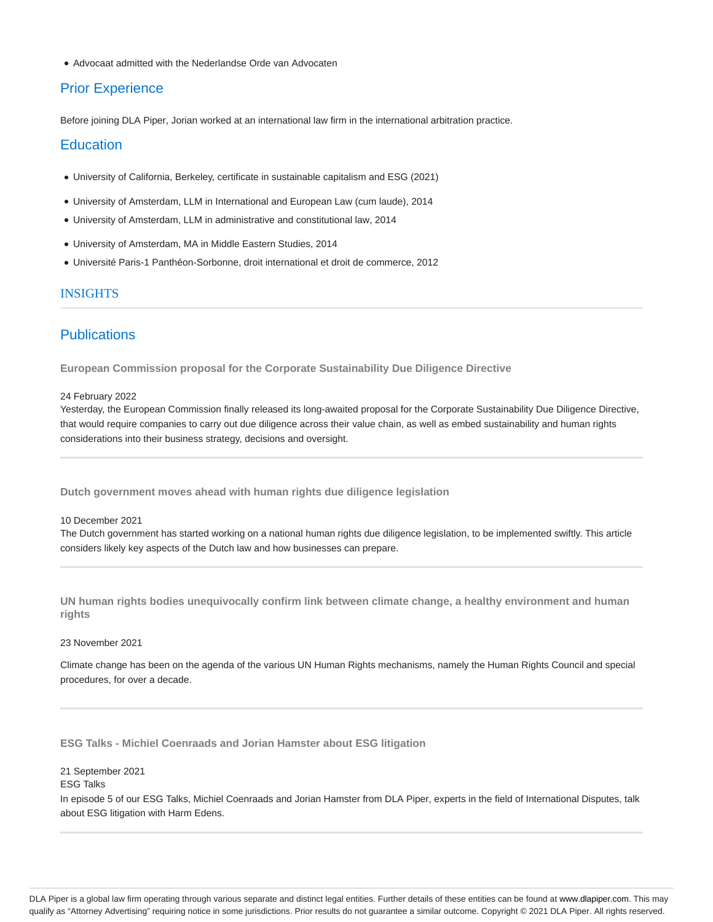- Advocaat admitted with the Nederlandse Orde van Advocaten

## Prior Experience

Before joining DLA Piper, Jorian worked at an international law firm in the international arbitration practice.

## Education

- University of California, Berkeley, certificate in sustainable capitalism and ESG (2021)
- University of Amsterdam, LLM in International and European Law (cum laude), 2014
- University of Amsterdam, LLM in administrative and constitutional law, 2014
- University of Amsterdam, MA in Middle Eastern Studies, 2014
- Université Paris-1 Panthéon-Sorbonne, droit international et droit de commerce, 2012

# INSIGHTS

## Publications

**European Commission proposal for the Corporate Sustainability Due Diligence Directive**

24 February 2022

Yesterday, the European Commission finally released its long-awaited proposal for the Corporate Sustainability Due Diligence Directive, that would require companies to carry out due diligence across their value chain, as well as embed sustainability and human rights considerations into their business strategy, decisions and oversight.

---

**Dutch government moves ahead with human rights due diligence legislation**

10 December 2021

The Dutch government has started working on a national human rights due diligence legislation, to be implemented swiftly. This article considers likely key aspects of the Dutch law and how businesses can prepare.

---

**UN human rights bodies unequivocally confirm link between climate change, a healthy environment and human rights**

23 November 2021

Climate change has been on the agenda of the various UN Human Rights mechanisms, namely the Human Rights Council and special procedures, for over a decade.

---

**ESG Talks - Michiel Coenraads and Jorian Hamster about ESG litigation**

21 September 2021

ESG Talks

In episode 5 of our ESG Talks, Michiel Coenraads and Jorian Hamster from DLA Piper, experts in the field of International Disputes, talk about ESG litigation with Harm Edens.

---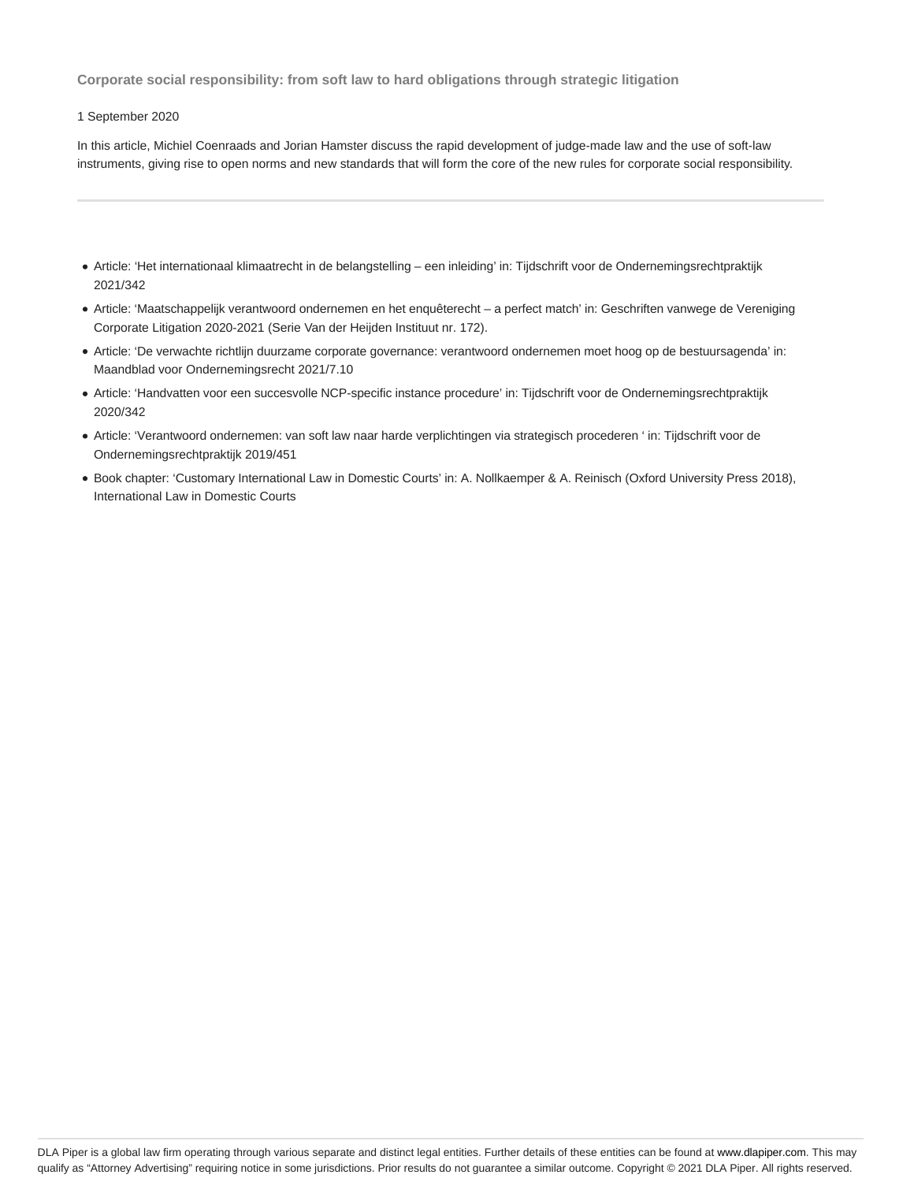**Corporate social responsibility: from soft law to hard obligations through strategic litigation**

1 September 2020

In this article, Michiel Coenraads and Jorian Hamster discuss the rapid development of judge-made law and the use of soft-law instruments, giving rise to open norms and new standards that will form the core of the new rules for corporate social responsibility.

---

- Article: 'Het internationaal klimaatrecht in de belangstelling – een inleiding' in: Tijdschrift voor de Ondernemingsrechtpraktijk 2021/342
- Article: 'Maatschappelijk verantwoord ondernemen en het enquêterecht – a perfect match' in: Geschriften vanwege de Vereniging Corporate Litigation 2020-2021 (Serie Van der Heijden Instituut nr. 172).
- Article: 'De verwachte richtlijn duurzame corporate governance: verantwoord ondernemen moet hoog op de bestuursagenda' in: Maandblad voor Ondernemingsrecht 2021/7.10
- Article: 'Handvatten voor een succesvolle NCP-specific instance procedure' in: Tijdschrift voor de Ondernemingsrechtpraktijk 2020/342
- Article: 'Verantwoord ondernemen: van soft law naar harde verplichtingen via strategisch procederen ' in: Tijdschrift voor de Ondernemingsrechtpraktijk 2019/451
- Book chapter: 'Customary International Law in Domestic Courts' in: A. Nollkaemper & A. Reinisch (Oxford University Press 2018), International Law in Domestic Courts

DLA Piper is a global law firm operating through various separate and distinct legal entities. Further details of these entities can be found at www.dlapiper.com. This may qualify as "Attorney Advertising" requiring notice in some jurisdictions. Prior results do not guarantee a similar outcome. Copyright © 2021 DLA Piper. All rights reserved.